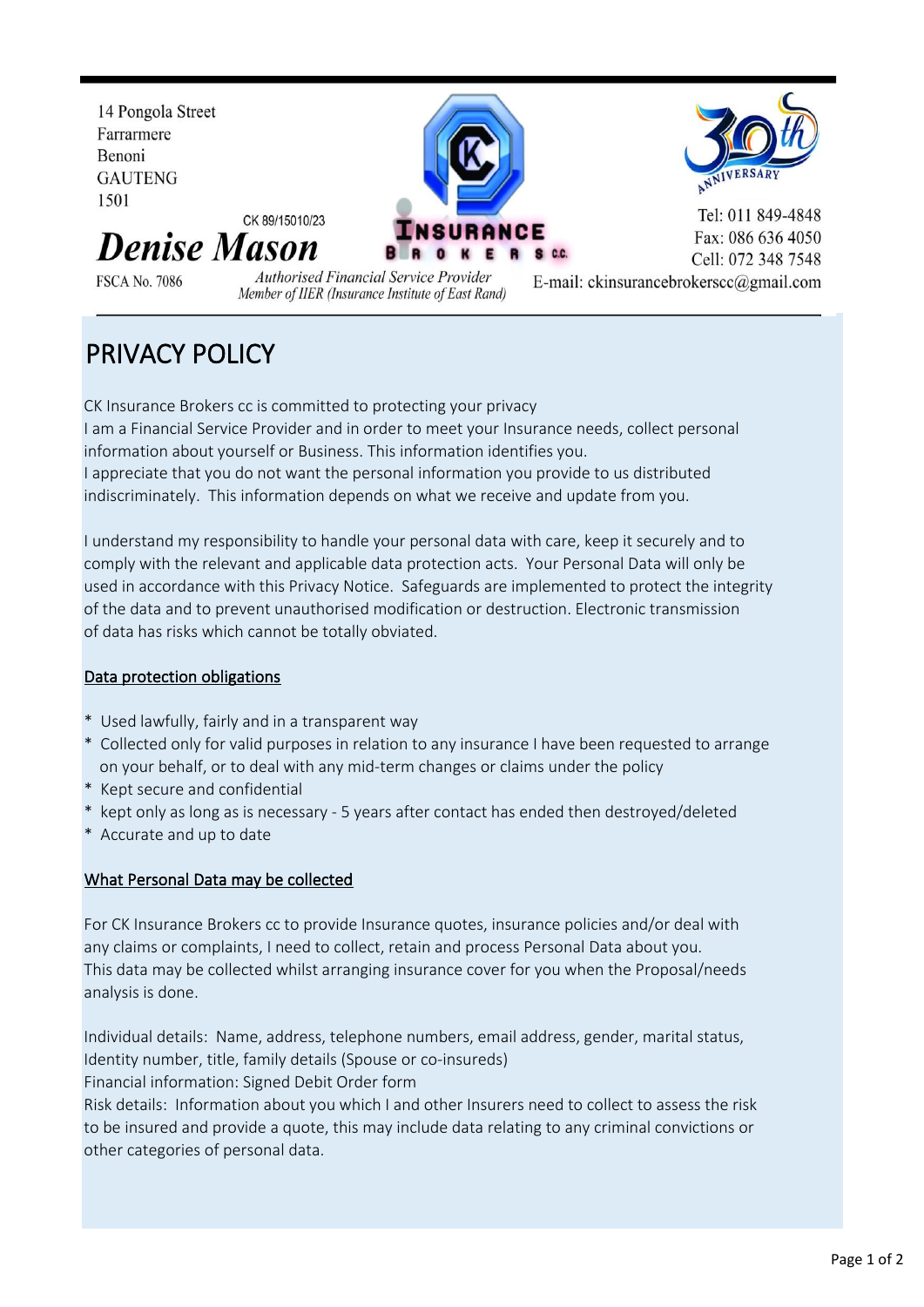14 Pongola Street
Farrarmere
Benoni
GAUTENG
1501

CK 89/15010/23

**Denise Mason**

FSCA No. 7086

INSURANCE BROKERS CC

*Authorised Financial Service Provider*
*Member of IIER (Insurance Institute of East Rand)*

30th ANNIVERSARY

Tel: 011 849-4848
Fax: 086 636 4050
Cell: 072 348 7548
E-mail: ckinsurancebrokerscc@gmail.com

# PRIVACY POLICY

CK Insurance Brokers cc is committed to protecting your privacy
I am a Financial Service Provider and in order to meet your Insurance needs, collect personal information about yourself or Business. This information identifies you.
I appreciate that you do not want the personal information you provide to us distributed indiscriminately. This information depends on what we receive and update from you.

I understand my responsibility to handle your personal data with care, keep it securely and to comply with the relevant and applicable data protection acts. Your Personal Data will only be used in accordance with this Privacy Notice. Safeguards are implemented to protect the integrity of the data and to prevent unauthorised modification or destruction. Electronic transmission of data has risks which cannot be totally obviated.

## Data protection obligations

* Used lawfully, fairly and in a transparent way
* Collected only for valid purposes in relation to any insurance I have been requested to arrange on your behalf, or to deal with any mid-term changes or claims under the policy
* Kept secure and confidential
* kept only as long as is necessary - 5 years after contact has ended then destroyed/deleted
* Accurate and up to date

## What Personal Data may be collected

For CK Insurance Brokers cc to provide Insurance quotes, insurance policies and/or deal with any claims or complaints, I need to collect, retain and process Personal Data about you.
This data may be collected whilst arranging insurance cover for you when the Proposal/needs analysis is done.

Individual details: Name, address, telephone numbers, email address, gender, marital status, Identity number, title, family details (Spouse or co-insureds)
Financial information: Signed Debit Order form
Risk details: Information about you which I and other Insurers need to collect to assess the risk to be insured and provide a quote, this may include data relating to any criminal convictions or other categories of personal data.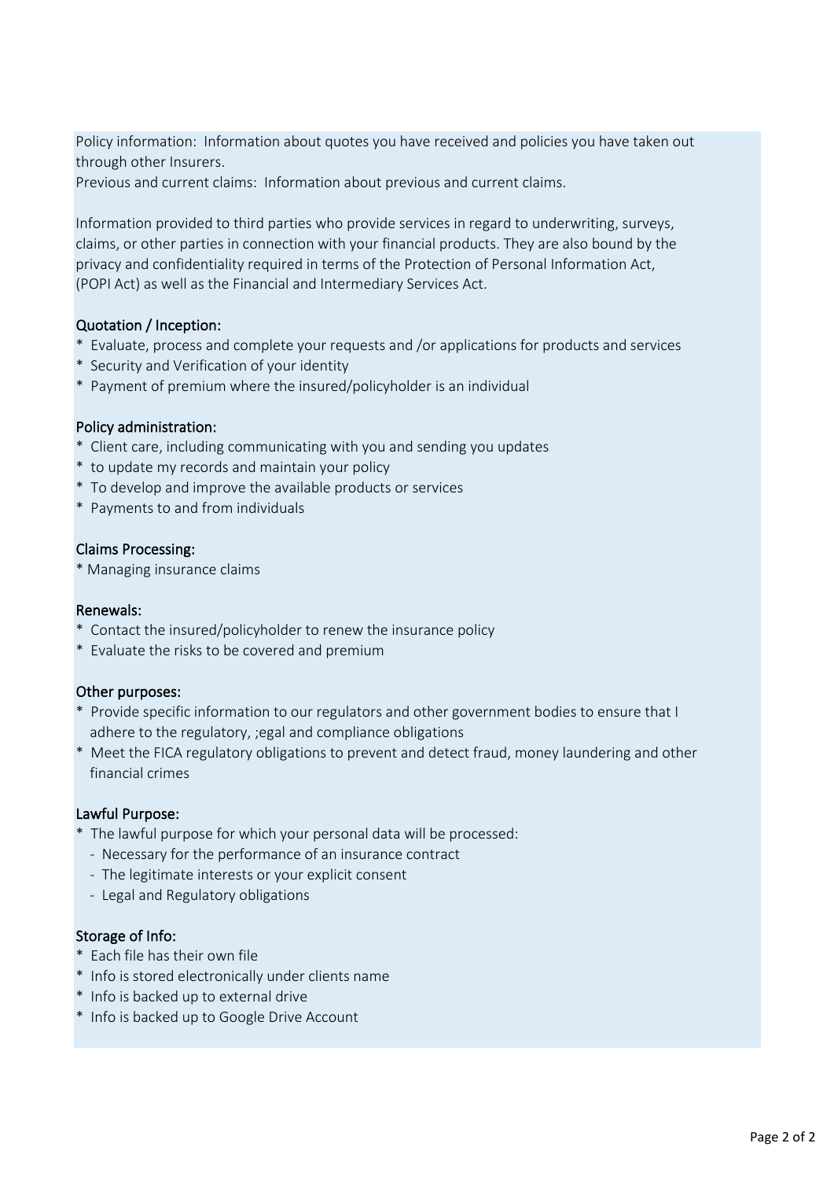Policy information: Information about quotes you have received and policies you have taken out through other Insurers.
Previous and current claims: Information about previous and current claims.

Information provided to third parties who provide services in regard to underwriting, surveys, claims, or other parties in connection with your financial products. They are also bound by the privacy and confidentiality required in terms of the Protection of Personal Information Act, (POPI Act) as well as the Financial and Intermediary Services Act.

### Quotation / Inception:

* Evaluate, process and complete your requests and /or applications for products and services
* Security and Verification of your identity
* Payment of premium where the insured/policyholder is an individual

### Policy administration:

* Client care, including communicating with you and sending you updates
* to update my records and maintain your policy
* To develop and improve the available products or services
* Payments to and from individuals

### Claims Processing:

* Managing insurance claims

### Renewals:

* Contact the insured/policyholder to renew the insurance policy
* Evaluate the risks to be covered and premium

### Other purposes:

* Provide specific information to our regulators and other government bodies to ensure that I adhere to the regulatory, ;egal and compliance obligations
* Meet the FICA regulatory obligations to prevent and detect fraud, money laundering and other financial crimes

### Lawful Purpose:

* The lawful purpose for which your personal data will be processed:
  - Necessary for the performance of an insurance contract
  - The legitimate interests or your explicit consent
  - Legal and Regulatory obligations

### Storage of Info:

* Each file has their own file
* Info is stored electronically under clients name
* Info is backed up to external drive
* Info is backed up to Google Drive Account